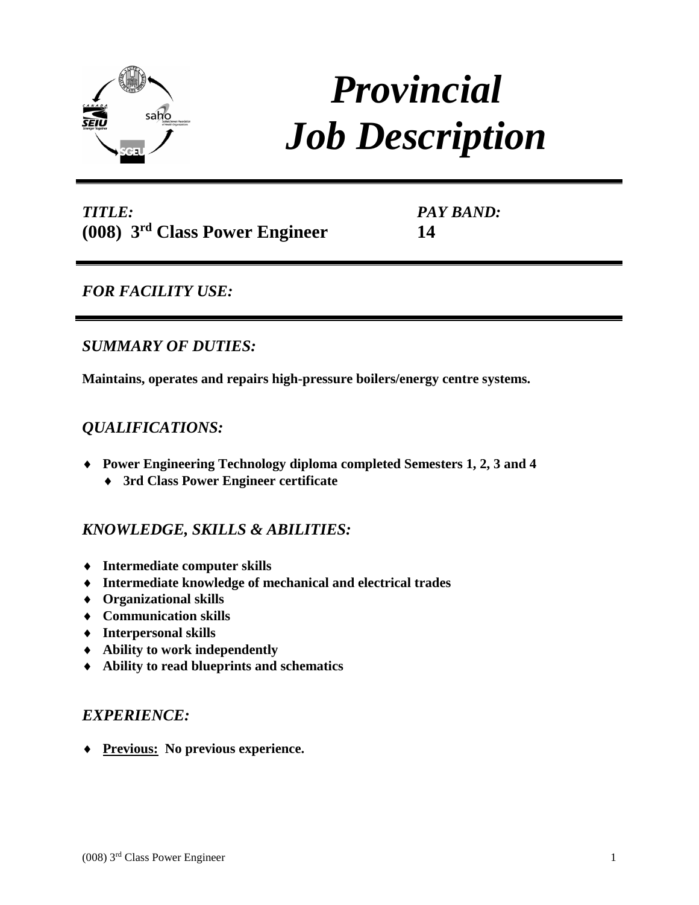# *Provincial Job Description*

*TITLE:* **(008) 3rd Class Power Engineer**

*PAY BAND:* **14**

## *FOR FACILITY USE:*

## *SUMMARY OF DUTIES:*

**Maintains, operates and repairs high-pressure boilers/energy centre systems.**

## *QUALIFICATIONS:*

- **Power Engineering Technology diploma completed Semesters 1, 2, 3 and 4**
  - **3rd Class Power Engineer certificate**

## *KNOWLEDGE, SKILLS & ABILITIES:*

- **Intermediate computer skills**
- **Intermediate knowledge of mechanical and electrical trades**
- **Organizational skills**
- **Communication skills**
- **Interpersonal skills**
- **Ability to work independently**
- **Ability to read blueprints and schematics**

## *EXPERIENCE:*

- **Previous: No previous experience.**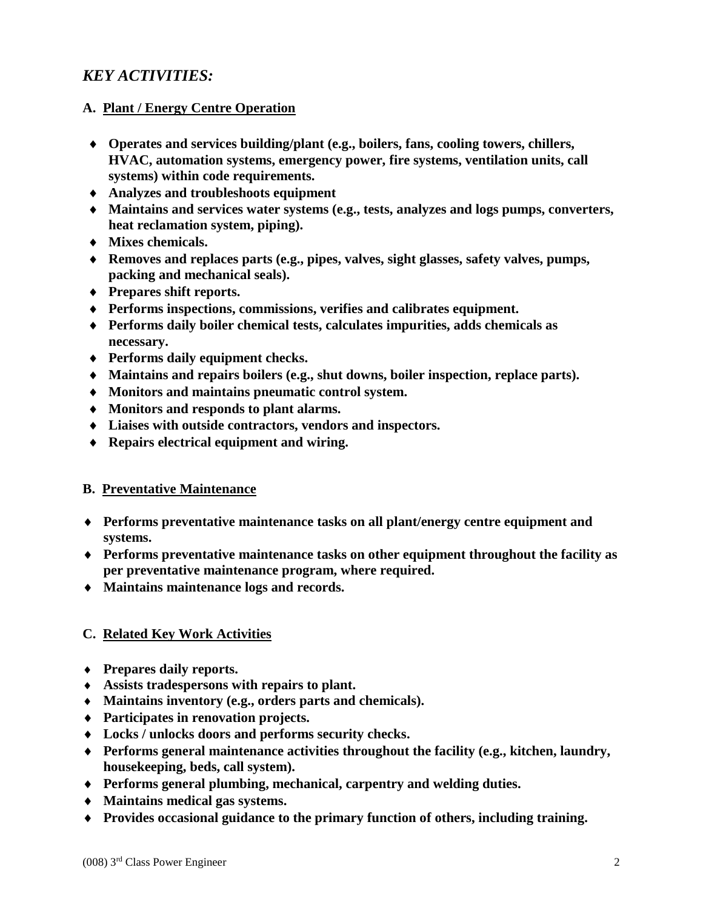## *KEY ACTIVITIES:*

### A. Plant / Energy Centre Operation

- **Operates and services building/plant (e.g., boilers, fans, cooling towers, chillers, HVAC, automation systems, emergency power, fire systems, ventilation units, call systems) within code requirements.**
- **Analyzes and troubleshoots equipment**
- **Maintains and services water systems (e.g., tests, analyzes and logs pumps, converters, heat reclamation system, piping).**
- **Mixes chemicals.**
- **Removes and replaces parts (e.g., pipes, valves, sight glasses, safety valves, pumps, packing and mechanical seals).**
- **Prepares shift reports.**
- **Performs inspections, commissions, verifies and calibrates equipment.**
- **Performs daily boiler chemical tests, calculates impurities, adds chemicals as necessary.**
- **Performs daily equipment checks.**
- **Maintains and repairs boilers (e.g., shut downs, boiler inspection, replace parts).**
- **Monitors and maintains pneumatic control system.**
- **Monitors and responds to plant alarms.**
- **Liaises with outside contractors, vendors and inspectors.**
- **Repairs electrical equipment and wiring.**

### B. Preventative Maintenance

- **Performs preventative maintenance tasks on all plant/energy centre equipment and systems.**
- **Performs preventative maintenance tasks on other equipment throughout the facility as per preventative maintenance program, where required.**
- **Maintains maintenance logs and records.**

### C. Related Key Work Activities

- **Prepares daily reports.**
- **Assists tradespersons with repairs to plant.**
- **Maintains inventory (e.g., orders parts and chemicals).**
- **Participates in renovation projects.**
- **Locks / unlocks doors and performs security checks.**
- **Performs general maintenance activities throughout the facility (e.g., kitchen, laundry, housekeeping, beds, call system).**
- **Performs general plumbing, mechanical, carpentry and welding duties.**
- **Maintains medical gas systems.**
- **Provides occasional guidance to the primary function of others, including training.**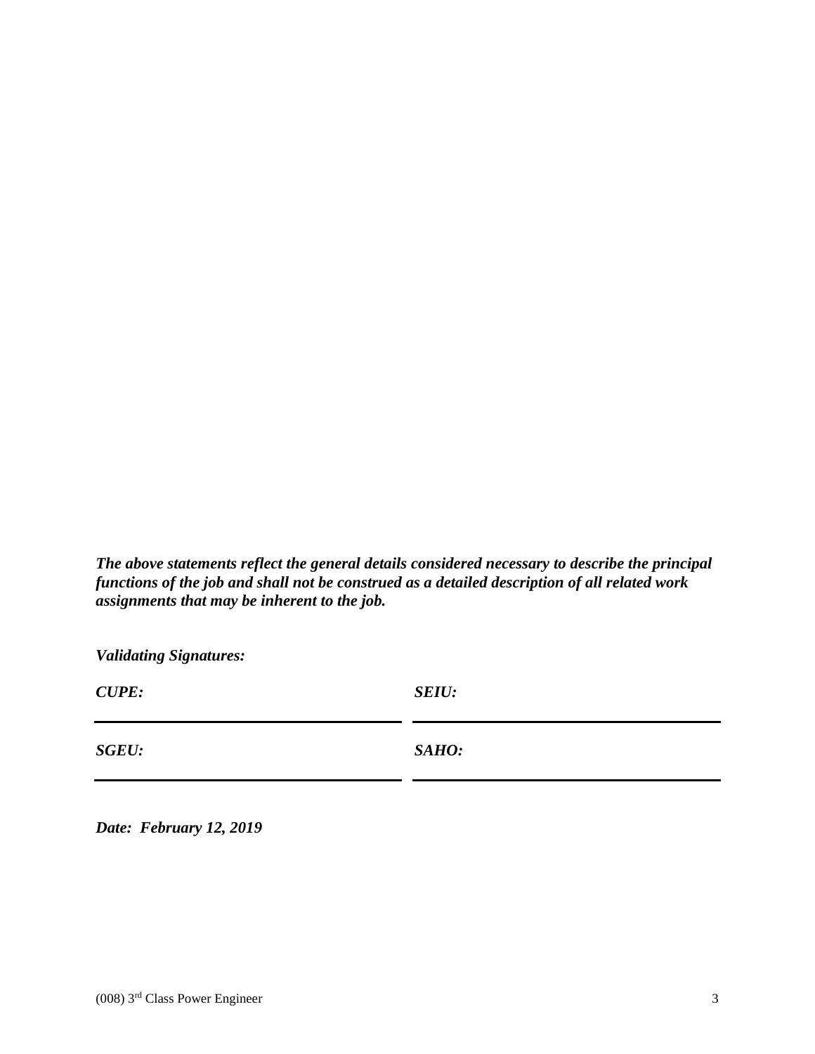***The above statements reflect the general details considered necessary to describe the principal functions of the job and shall not be construed as a detailed description of all related work assignments that may be inherent to the job.***

***Validating Signatures:***

| | |
|---|---|
| ***CUPE:*** | ***SEIU:*** |
| ______________________ | ______________________ |
| ***SGEU:*** | ***SAHO:*** |
| ______________________ | ______________________ |

***Date: February 12, 2019***